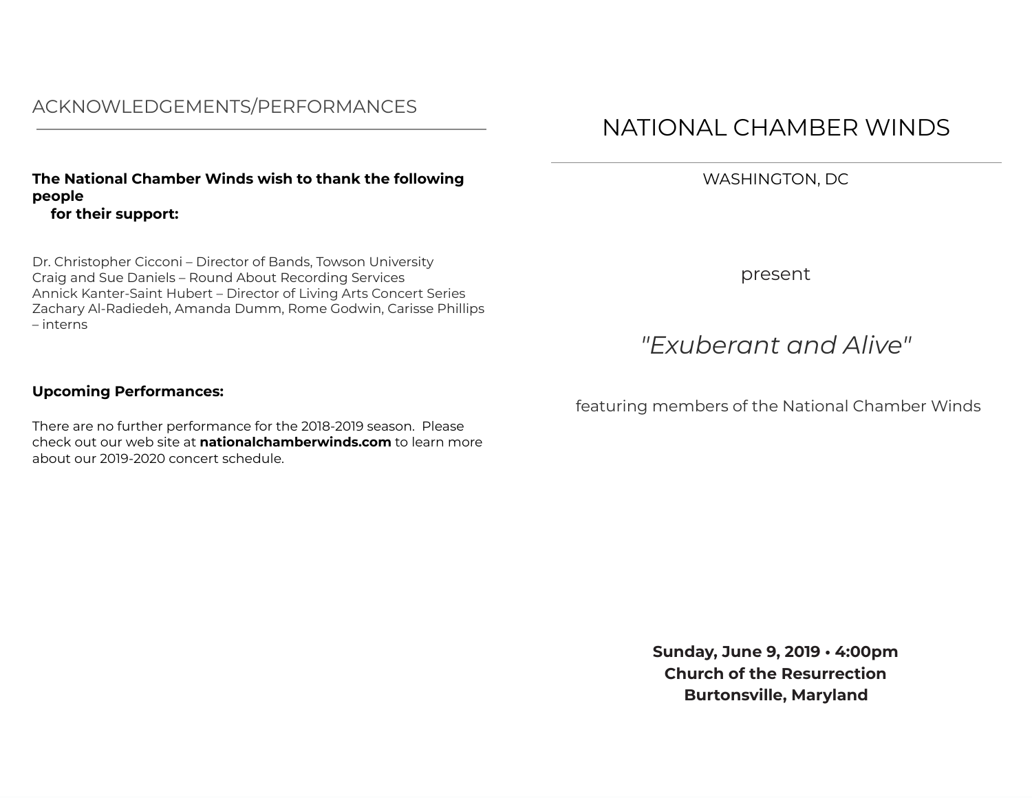## ACKNOWLEDGEMENTS/PERFORMANCES

**The National Chamber Winds wish to thank the following people for their support:**

Dr. Christopher Cicconi – Director of Bands, Towson University
Craig and Sue Daniels – Round About Recording Services
Annick Kanter-Saint Hubert – Director of Living Arts Concert Series
Zachary Al-Radiedeh, Amanda Dumm, Rome Godwin, Carisse Phillips – interns

**Upcoming Performances:**

There are no further performance for the 2018-2019 season. Please check out our web site at **nationalchamberwinds.com** to learn more about our 2019-2020 concert schedule.

# NATIONAL CHAMBER WINDS

WASHINGTON, DC

present

*"Exuberant and Alive"*

featuring members of the National Chamber Winds

**Sunday, June 9, 2019 • 4:00pm**
**Church of the Resurrection**
**Burtonsville, Maryland**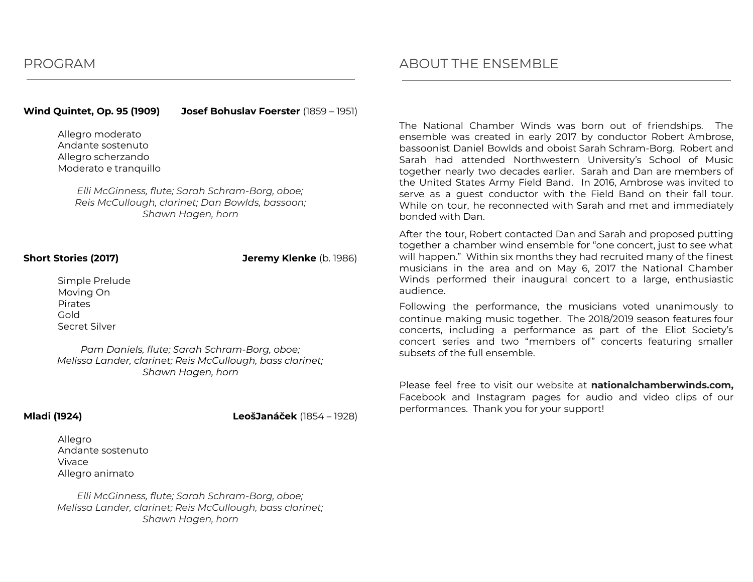## PROGRAM

**Wind Quintet, Op. 95 (1909)** **Josef Bohuslav Foerster** (1859 – 1951)

Allegro moderato
Andante sostenuto
Allegro scherzando
Moderato e tranquillo

*Elli McGinness, flute; Sarah Schram-Borg, oboe;*
*Reis McCullough, clarinet; Dan Bowlds, bassoon;*
*Shawn Hagen, horn*

**Short Stories (2017)** **Jeremy Klenke** (b. 1986)

Simple Prelude
Moving On
Pirates
Gold
Secret Silver

*Pam Daniels, flute; Sarah Schram-Borg, oboe;*
*Melissa Lander, clarinet; Reis McCullough, bass clarinet;*
*Shawn Hagen, horn*

**Mladi (1924)** **LeošJanáček** (1854 – 1928)

Allegro
Andante sostenuto
Vivace
Allegro animato

*Elli McGinness, flute; Sarah Schram-Borg, oboe;*
*Melissa Lander, clarinet; Reis McCullough, bass clarinet;*
*Shawn Hagen, horn*

## ABOUT THE ENSEMBLE

The National Chamber Winds was born out of friendships. The ensemble was created in early 2017 by conductor Robert Ambrose, bassoonist Daniel Bowlds and oboist Sarah Schram-Borg. Robert and Sarah had attended Northwestern University's School of Music together nearly two decades earlier. Sarah and Dan are members of the United States Army Field Band. In 2016, Ambrose was invited to serve as a guest conductor with the Field Band on their fall tour. While on tour, he reconnected with Sarah and met and immediately bonded with Dan.

After the tour, Robert contacted Dan and Sarah and proposed putting together a chamber wind ensemble for "one concert, just to see what will happen." Within six months they had recruited many of the finest musicians in the area and on May 6, 2017 the National Chamber Winds performed their inaugural concert to a large, enthusiastic audience.

Following the performance, the musicians voted unanimously to continue making music together. The 2018/2019 season features four concerts, including a performance as part of the Eliot Society's concert series and two "members of" concerts featuring smaller subsets of the full ensemble.

Please feel free to visit our website at **nationalchamberwinds.com,** Facebook and Instagram pages for audio and video clips of our performances. Thank you for your support!